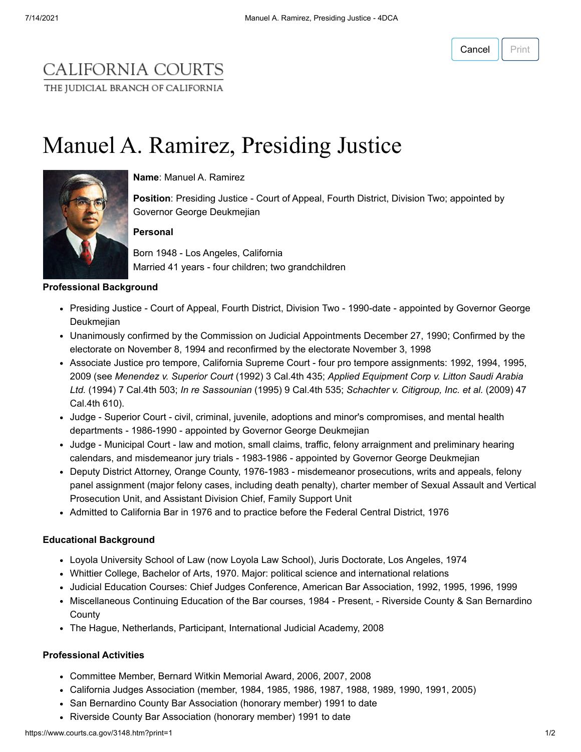CALIFORNIA COURTS
THE JUDICIAL BRANCH OF CALIFORNIA

# Manuel A. Ramirez, Presiding Justice

**Name**: Manuel A. Ramirez

**Position**: Presiding Justice - Court of Appeal, Fourth District, Division Two; appointed by Governor George Deukmejian

**Personal**

Born 1948 - Los Angeles, California
Married 41 years - four children; two grandchildren

**Professional Background**

- Presiding Justice - Court of Appeal, Fourth District, Division Two - 1990-date - appointed by Governor George Deukmejian
- Unanimously confirmed by the Commission on Judicial Appointments December 27, 1990; Confirmed by the electorate on November 8, 1994 and reconfirmed by the electorate November 3, 1998
- Associate Justice pro tempore, California Supreme Court - four pro tempore assignments: 1992, 1994, 1995, 2009 (see *Menendez v. Superior Court* (1992) 3 Cal.4th 435; *Applied Equipment Corp v. Litton Saudi Arabia Ltd.* (1994) 7 Cal.4th 503; *In re Sassounian* (1995) 9 Cal.4th 535; *Schachter v. Citigroup, Inc. et al.* (2009) 47 Cal.4th 610).
- Judge - Superior Court - civil, criminal, juvenile, adoptions and minor's compromises, and mental health departments - 1986-1990 - appointed by Governor George Deukmejian
- Judge - Municipal Court - law and motion, small claims, traffic, felony arraignment and preliminary hearing calendars, and misdemeanor jury trials - 1983-1986 - appointed by Governor George Deukmejian
- Deputy District Attorney, Orange County, 1976-1983 - misdemeanor prosecutions, writs and appeals, felony panel assignment (major felony cases, including death penalty), charter member of Sexual Assault and Vertical Prosecution Unit, and Assistant Division Chief, Family Support Unit
- Admitted to California Bar in 1976 and to practice before the Federal Central District, 1976

**Educational Background**

- Loyola University School of Law (now Loyola Law School), Juris Doctorate, Los Angeles, 1974
- Whittier College, Bachelor of Arts, 1970. Major: political science and international relations
- Judicial Education Courses: Chief Judges Conference, American Bar Association, 1992, 1995, 1996, 1999
- Miscellaneous Continuing Education of the Bar courses, 1984 - Present, - Riverside County & San Bernardino County
- The Hague, Netherlands, Participant, International Judicial Academy, 2008

**Professional Activities**

- Committee Member, Bernard Witkin Memorial Award, 2006, 2007, 2008
- California Judges Association (member, 1984, 1985, 1986, 1987, 1988, 1989, 1990, 1991, 2005)
- San Bernardino County Bar Association (honorary member) 1991 to date
- Riverside County Bar Association (honorary member) 1991 to date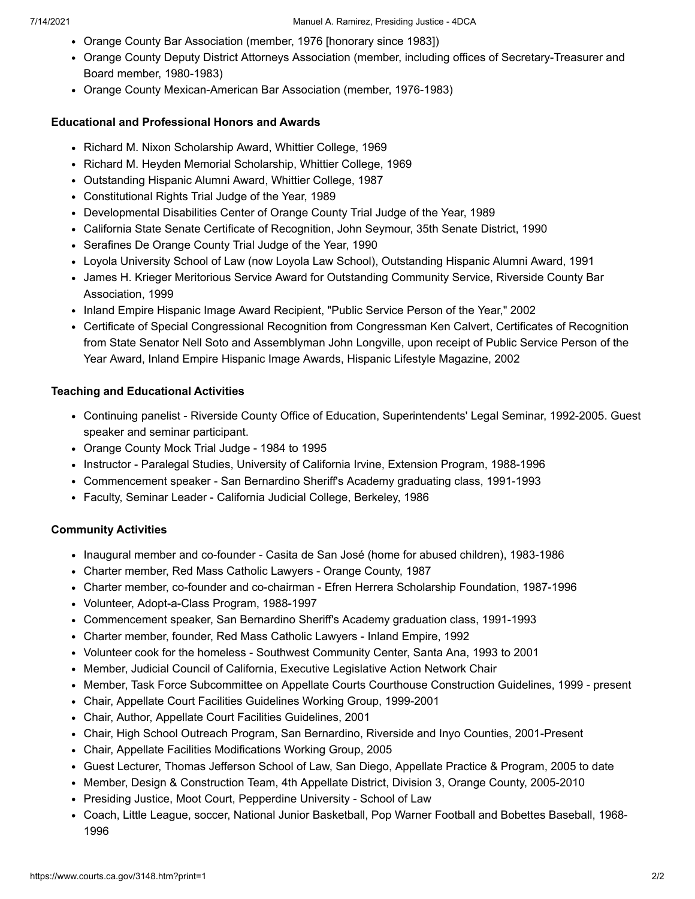- Orange County Bar Association (member, 1976 [honorary since 1983])
- Orange County Deputy District Attorneys Association (member, including offices of Secretary-Treasurer and Board member, 1980-1983)
- Orange County Mexican-American Bar Association (member, 1976-1983)

### Educational and Professional Honors and Awards

- Richard M. Nixon Scholarship Award, Whittier College, 1969
- Richard M. Heyden Memorial Scholarship, Whittier College, 1969
- Outstanding Hispanic Alumni Award, Whittier College, 1987
- Constitutional Rights Trial Judge of the Year, 1989
- Developmental Disabilities Center of Orange County Trial Judge of the Year, 1989
- California State Senate Certificate of Recognition, John Seymour, 35th Senate District, 1990
- Serafines De Orange County Trial Judge of the Year, 1990
- Loyola University School of Law (now Loyola Law School), Outstanding Hispanic Alumni Award, 1991
- James H. Krieger Meritorious Service Award for Outstanding Community Service, Riverside County Bar Association, 1999
- Inland Empire Hispanic Image Award Recipient, "Public Service Person of the Year," 2002
- Certificate of Special Congressional Recognition from Congressman Ken Calvert, Certificates of Recognition from State Senator Nell Soto and Assemblyman John Longville, upon receipt of Public Service Person of the Year Award, Inland Empire Hispanic Image Awards, Hispanic Lifestyle Magazine, 2002

### Teaching and Educational Activities

- Continuing panelist - Riverside County Office of Education, Superintendents' Legal Seminar, 1992-2005. Guest speaker and seminar participant.
- Orange County Mock Trial Judge - 1984 to 1995
- Instructor - Paralegal Studies, University of California Irvine, Extension Program, 1988-1996
- Commencement speaker - San Bernardino Sheriff's Academy graduating class, 1991-1993
- Faculty, Seminar Leader - California Judicial College, Berkeley, 1986

### Community Activities

- Inaugural member and co-founder - Casita de San José (home for abused children), 1983-1986
- Charter member, Red Mass Catholic Lawyers - Orange County, 1987
- Charter member, co-founder and co-chairman - Efren Herrera Scholarship Foundation, 1987-1996
- Volunteer, Adopt-a-Class Program, 1988-1997
- Commencement speaker, San Bernardino Sheriff's Academy graduation class, 1991-1993
- Charter member, founder, Red Mass Catholic Lawyers - Inland Empire, 1992
- Volunteer cook for the homeless - Southwest Community Center, Santa Ana, 1993 to 2001
- Member, Judicial Council of California, Executive Legislative Action Network Chair
- Member, Task Force Subcommittee on Appellate Courts Courthouse Construction Guidelines, 1999 - present
- Chair, Appellate Court Facilities Guidelines Working Group, 1999-2001
- Chair, Author, Appellate Court Facilities Guidelines, 2001
- Chair, High School Outreach Program, San Bernardino, Riverside and Inyo Counties, 2001-Present
- Chair, Appellate Facilities Modifications Working Group, 2005
- Guest Lecturer, Thomas Jefferson School of Law, San Diego, Appellate Practice & Program, 2005 to date
- Member, Design & Construction Team, 4th Appellate District, Division 3, Orange County, 2005-2010
- Presiding Justice, Moot Court, Pepperdine University - School of Law
- Coach, Little League, soccer, National Junior Basketball, Pop Warner Football and Bobettes Baseball, 1968-1996